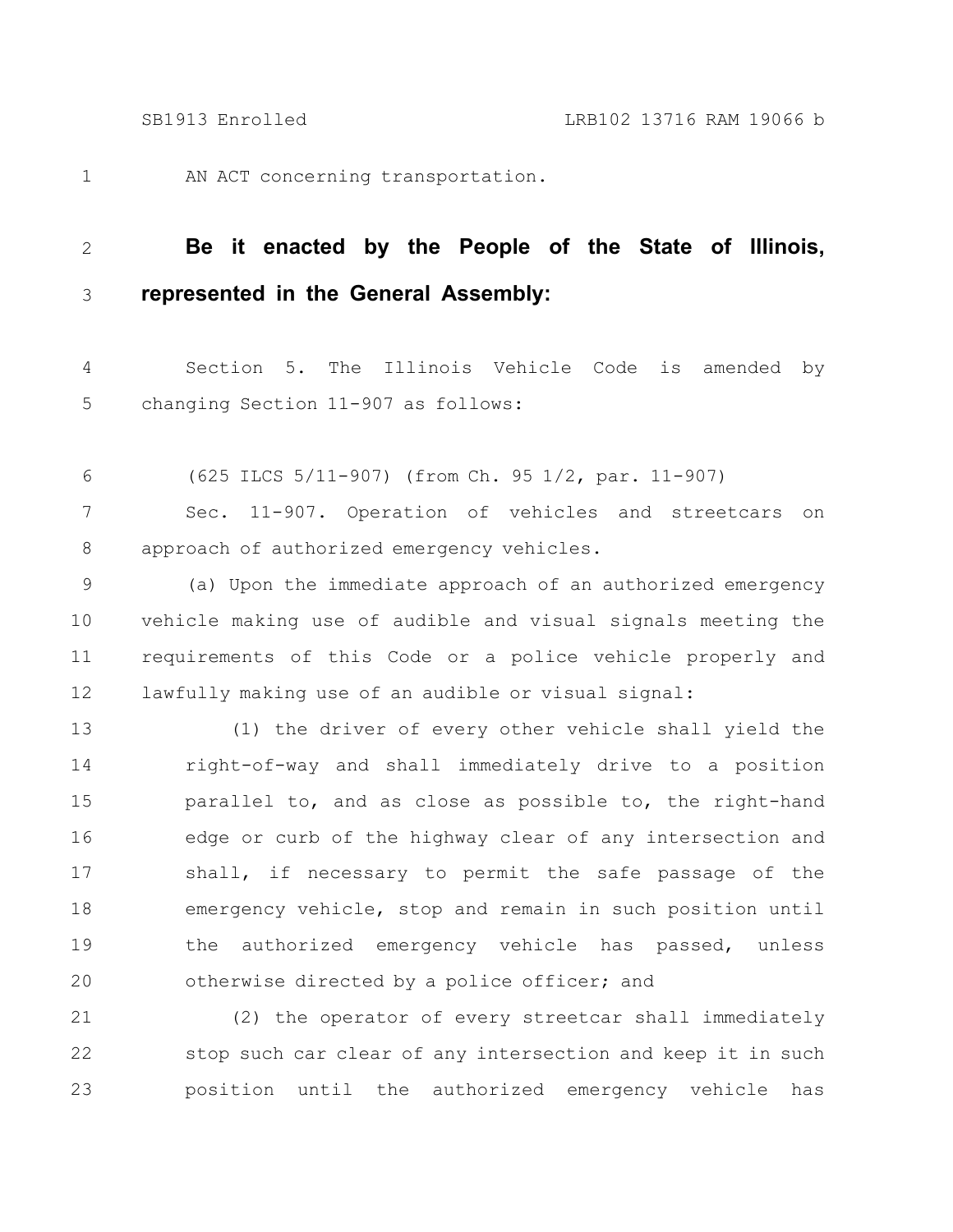AN ACT concerning transportation.

**Be it enacted by the People of the State of Illinois, represented in the General Assembly:**

Section 5. The Illinois Vehicle Code is amended by changing Section 11-907 as follows:

(625 ILCS 5/11-907) (from Ch. 95 1/2, par. 11-907)

Sec. 11-907. Operation of vehicles and streetcars on approach of authorized emergency vehicles.

(a) Upon the immediate approach of an authorized emergency vehicle making use of audible and visual signals meeting the requirements of this Code or a police vehicle properly and lawfully making use of an audible or visual signal:

(1) the driver of every other vehicle shall yield the right-of-way and shall immediately drive to a position parallel to, and as close as possible to, the right-hand edge or curb of the highway clear of any intersection and shall, if necessary to permit the safe passage of the emergency vehicle, stop and remain in such position until the authorized emergency vehicle has passed, unless otherwise directed by a police officer; and

(2) the operator of every streetcar shall immediately stop such car clear of any intersection and keep it in such position until the authorized emergency vehicle has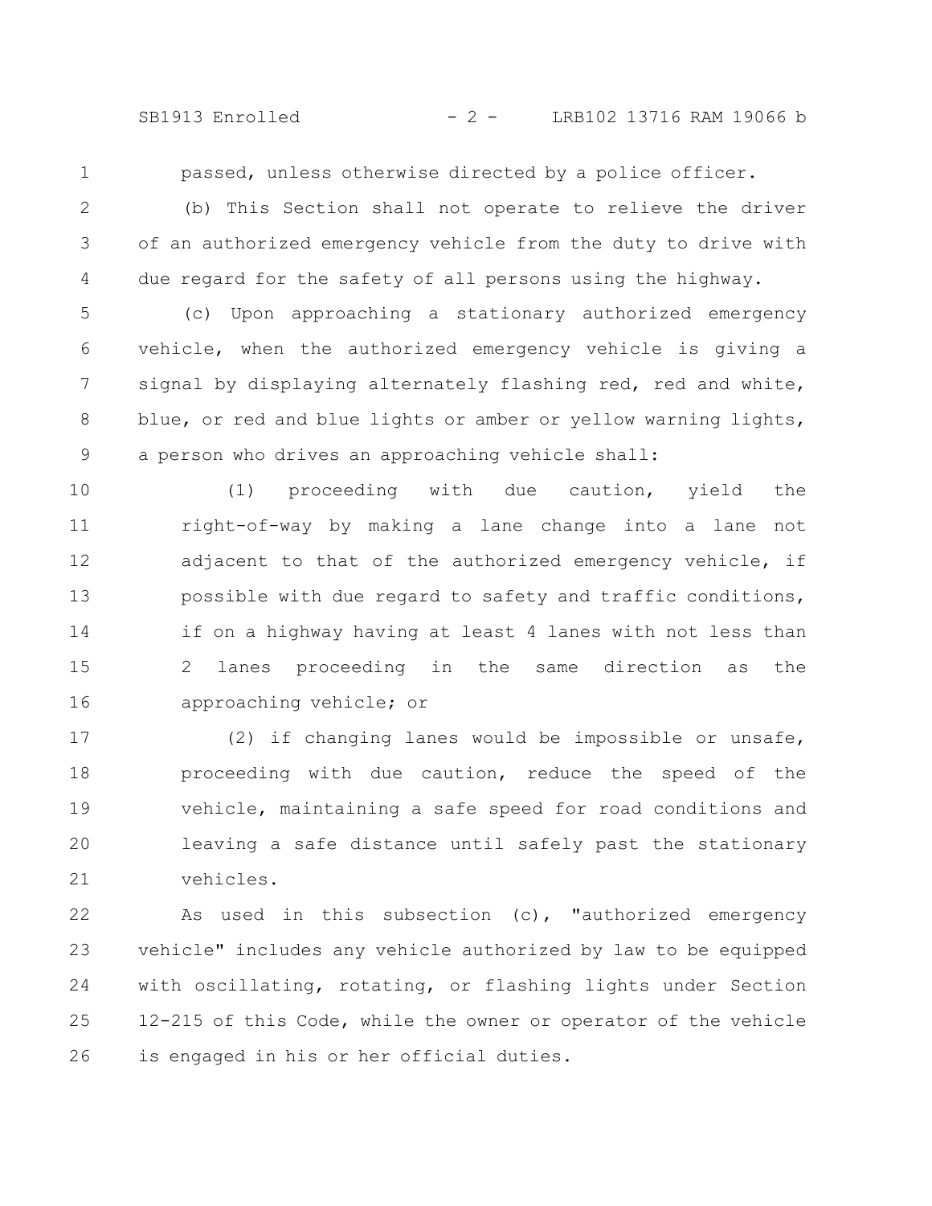passed, unless otherwise directed by a police officer.

(b) This Section shall not operate to relieve the driver of an authorized emergency vehicle from the duty to drive with due regard for the safety of all persons using the highway.

(c) Upon approaching a stationary authorized emergency vehicle, when the authorized emergency vehicle is giving a signal by displaying alternately flashing red, red and white, blue, or red and blue lights or amber or yellow warning lights, a person who drives an approaching vehicle shall:

(1) proceeding with due caution, yield the right-of-way by making a lane change into a lane not adjacent to that of the authorized emergency vehicle, if possible with due regard to safety and traffic conditions, if on a highway having at least 4 lanes with not less than 2 lanes proceeding in the same direction as the approaching vehicle; or

(2) if changing lanes would be impossible or unsafe, proceeding with due caution, reduce the speed of the vehicle, maintaining a safe speed for road conditions and leaving a safe distance until safely past the stationary vehicles.

As used in this subsection (c), "authorized emergency vehicle" includes any vehicle authorized by law to be equipped with oscillating, rotating, or flashing lights under Section 12-215 of this Code, while the owner or operator of the vehicle is engaged in his or her official duties.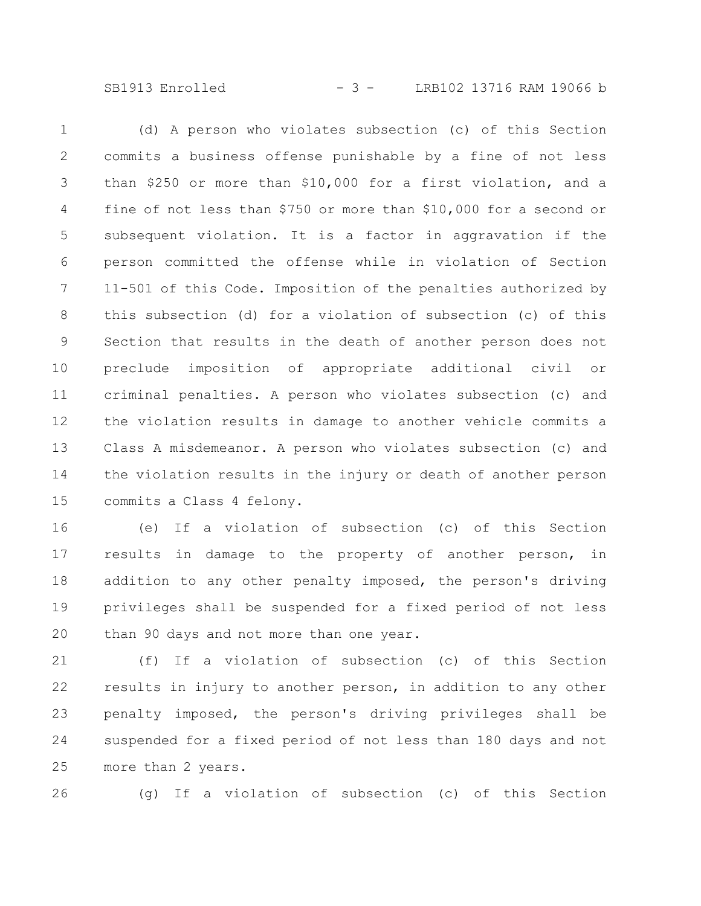(d) A person who violates subsection (c) of this Section commits a business offense punishable by a fine of not less than $250 or more than $10,000 for a first violation, and a fine of not less than $750 or more than $10,000 for a second or subsequent violation. It is a factor in aggravation if the person committed the offense while in violation of Section 11-501 of this Code. Imposition of the penalties authorized by this subsection (d) for a violation of subsection (c) of this Section that results in the death of another person does not preclude imposition of appropriate additional civil or criminal penalties. A person who violates subsection (c) and the violation results in damage to another vehicle commits a Class A misdemeanor. A person who violates subsection (c) and the violation results in the injury or death of another person commits a Class 4 felony.

(e) If a violation of subsection (c) of this Section results in damage to the property of another person, in addition to any other penalty imposed, the person's driving privileges shall be suspended for a fixed period of not less than 90 days and not more than one year.

(f) If a violation of subsection (c) of this Section results in injury to another person, in addition to any other penalty imposed, the person's driving privileges shall be suspended for a fixed period of not less than 180 days and not more than 2 years.

(g) If a violation of subsection (c) of this Section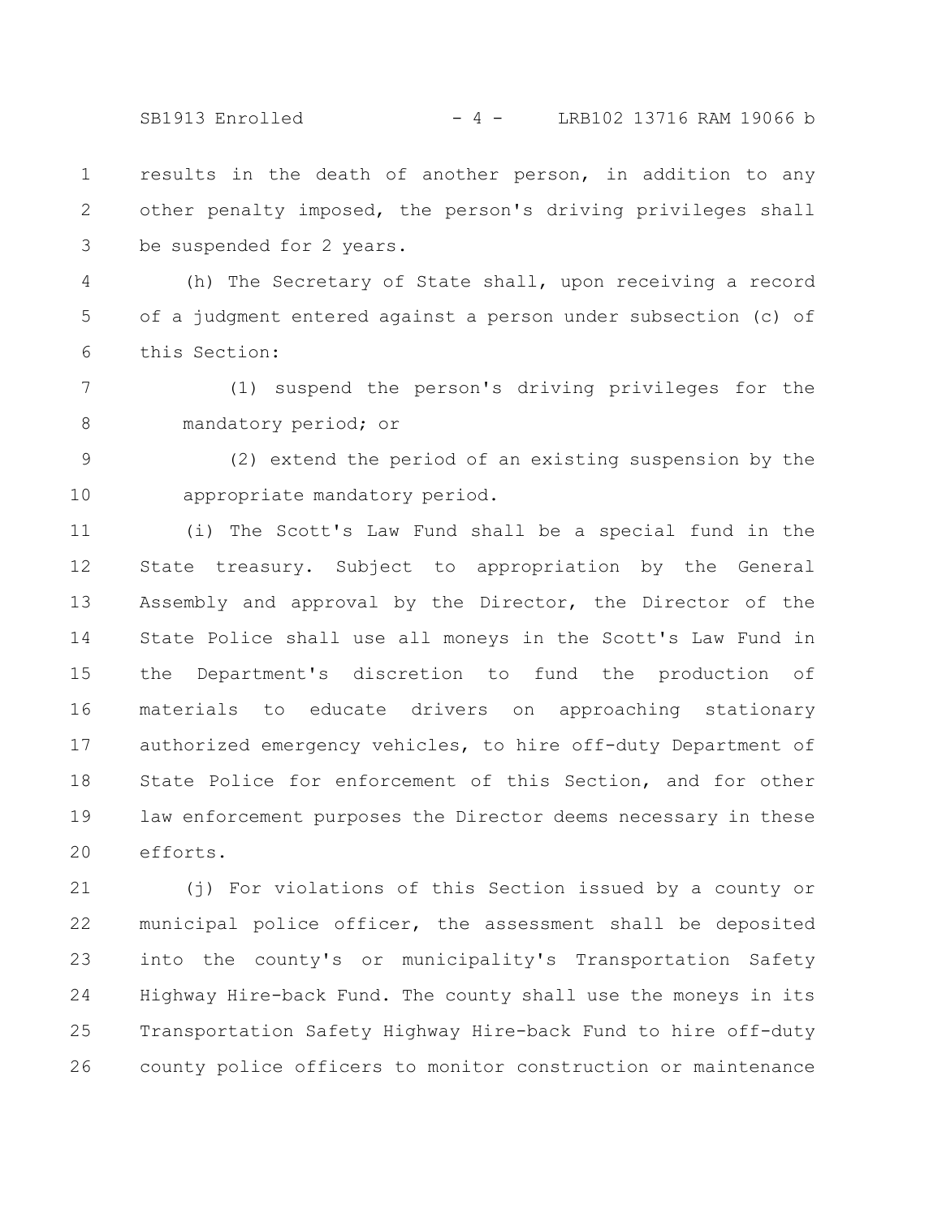results in the death of another person, in addition to any other penalty imposed, the person's driving privileges shall be suspended for 2 years.

(h) The Secretary of State shall, upon receiving a record of a judgment entered against a person under subsection (c) of this Section:

(1) suspend the person's driving privileges for the mandatory period; or

(2) extend the period of an existing suspension by the appropriate mandatory period.

(i) The Scott's Law Fund shall be a special fund in the State treasury. Subject to appropriation by the General Assembly and approval by the Director, the Director of the State Police shall use all moneys in the Scott's Law Fund in the Department's discretion to fund the production of materials to educate drivers on approaching stationary authorized emergency vehicles, to hire off-duty Department of State Police for enforcement of this Section, and for other law enforcement purposes the Director deems necessary in these efforts.

(j) For violations of this Section issued by a county or municipal police officer, the assessment shall be deposited into the county's or municipality's Transportation Safety Highway Hire-back Fund. The county shall use the moneys in its Transportation Safety Highway Hire-back Fund to hire off-duty county police officers to monitor construction or maintenance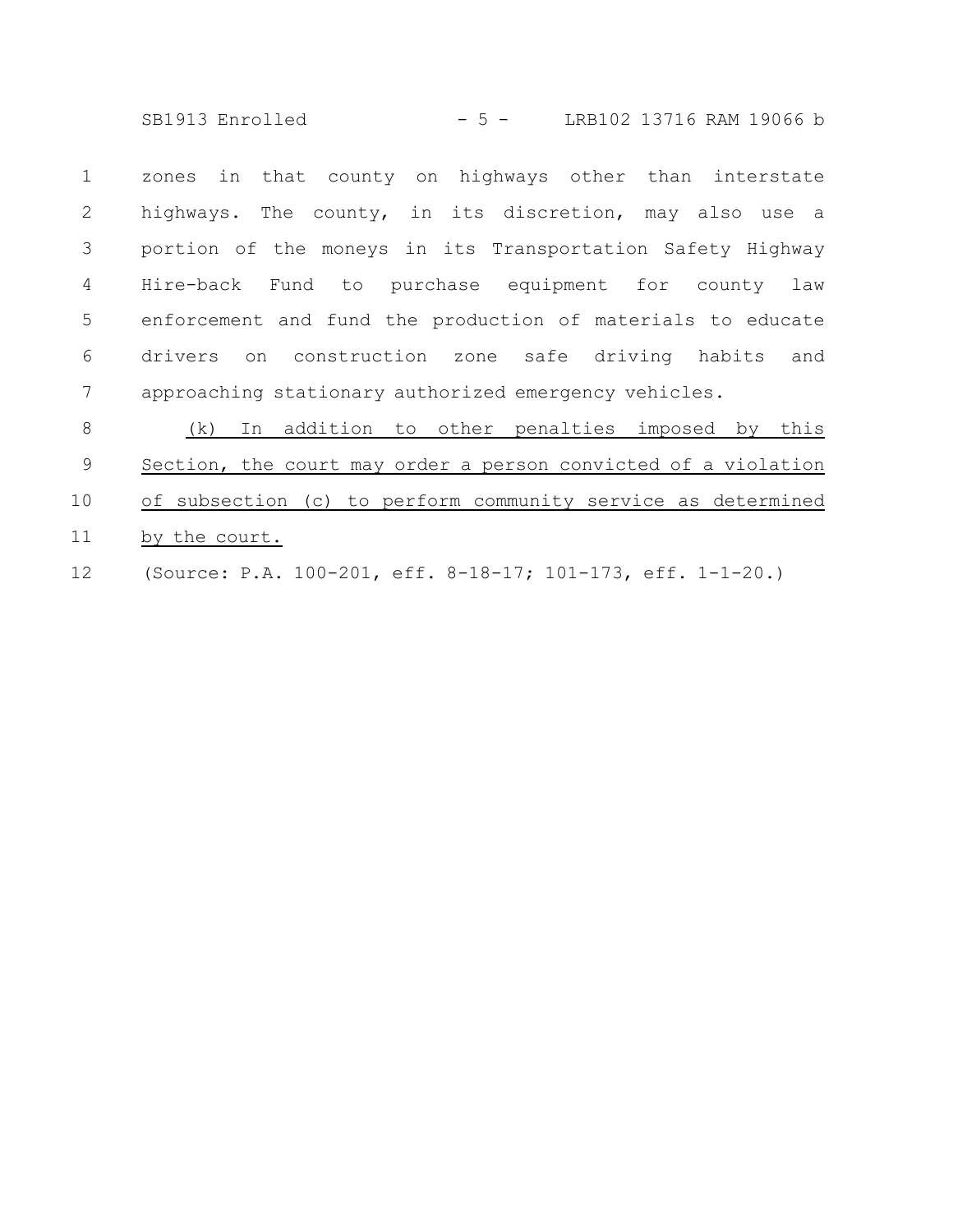zones in that county on highways other than interstate highways. The county, in its discretion, may also use a portion of the moneys in its Transportation Safety Highway Hire-back Fund to purchase equipment for county law enforcement and fund the production of materials to educate drivers on construction zone safe driving habits and approaching stationary authorized emergency vehicles.

(k) In addition to other penalties imposed by this Section, the court may order a person convicted of a violation of subsection (c) to perform community service as determined by the court.

(Source: P.A. 100-201, eff. 8-18-17; 101-173, eff. 1-1-20.)